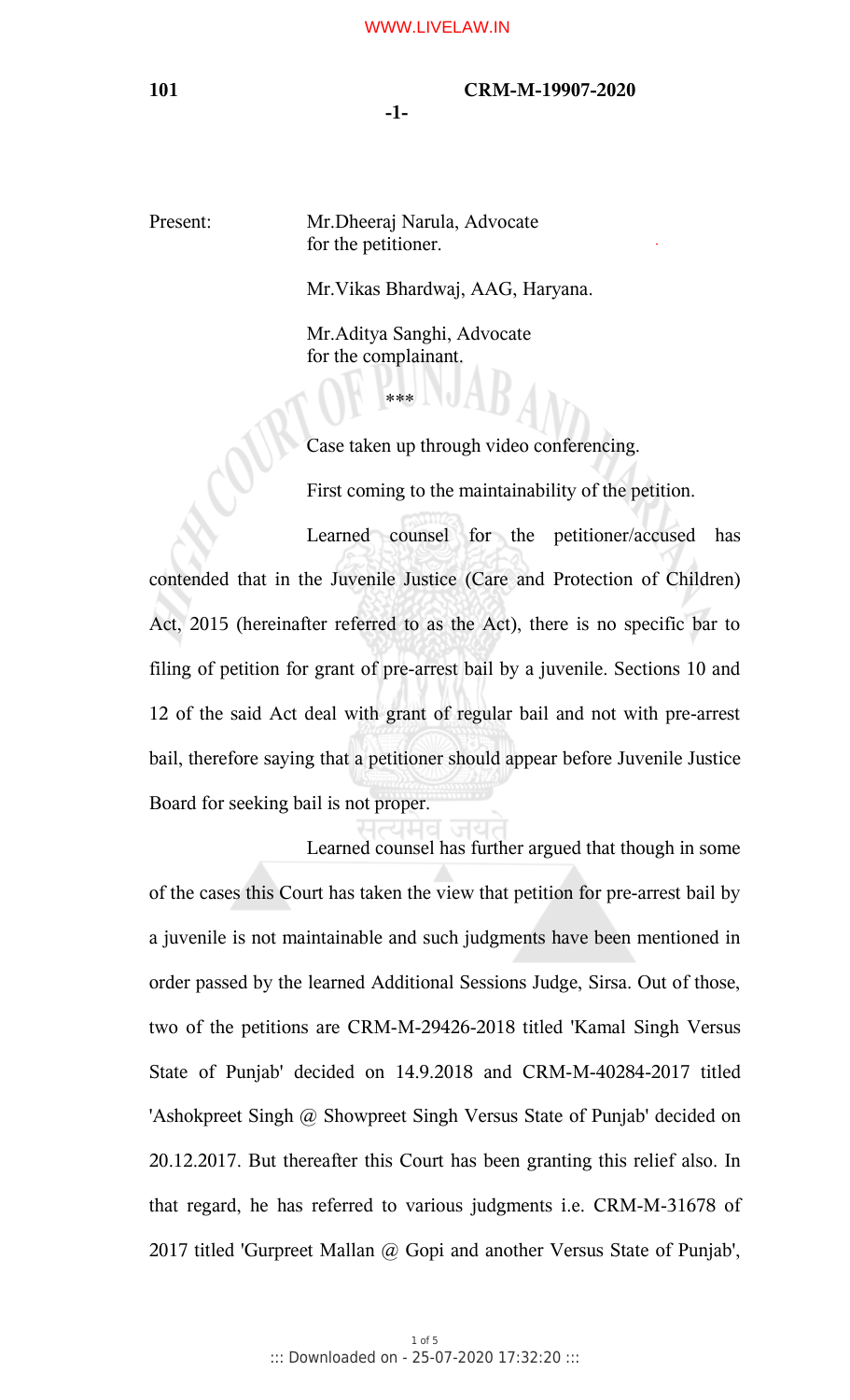Present: Mr.Dheeraj Narula, Advocate
for the petitioner.

Mr.Vikas Bhardwaj, AAG, Haryana.

Mr.Aditya Sanghi, Advocate
for the complainant.

***

Case taken up through video conferencing.

First coming to the maintainability of the petition.

Learned counsel for the petitioner/accused has contended that in the Juvenile Justice (Care and Protection of Children) Act, 2015 (hereinafter referred to as the Act), there is no specific bar to filing of petition for grant of pre-arrest bail by a juvenile. Sections 10 and 12 of the said Act deal with grant of regular bail and not with pre-arrest bail, therefore saying that a petitioner should appear before Juvenile Justice Board for seeking bail is not proper.

Learned counsel has further argued that though in some of the cases this Court has taken the view that petition for pre-arrest bail by a juvenile is not maintainable and such judgments have been mentioned in order passed by the learned Additional Sessions Judge, Sirsa. Out of those, two of the petitions are CRM-M-29426-2018 titled 'Kamal Singh Versus State of Punjab' decided on 14.9.2018 and CRM-M-40284-2017 titled 'Ashokpreet Singh @ Showpreet Singh Versus State of Punjab' decided on 20.12.2017. But thereafter this Court has been granting this relief also. In that regard, he has referred to various judgments i.e. CRM-M-31678 of 2017 titled 'Gurpreet Mallan @ Gopi and another Versus State of Punjab',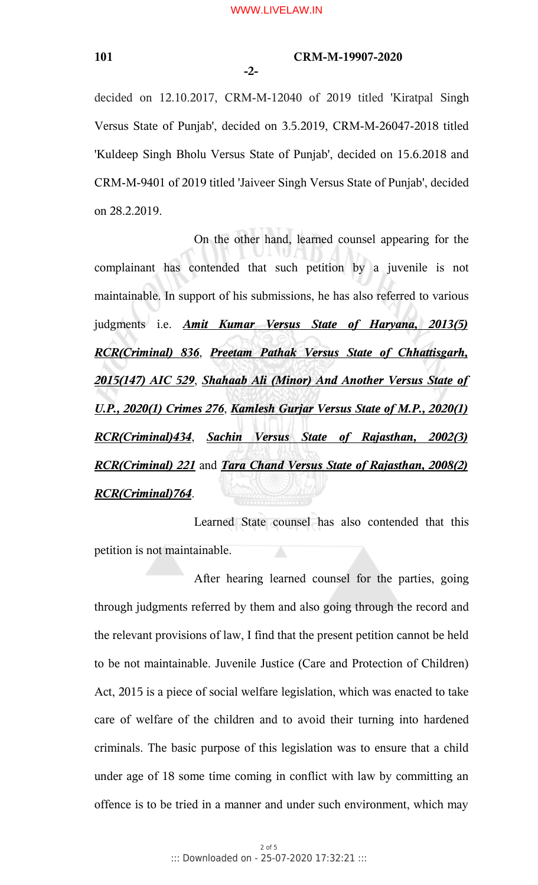decided on 12.10.2017, CRM-M-12040 of 2019 titled 'Kiratpal Singh Versus State of Punjab', decided on 3.5.2019, CRM-M-26047-2018 titled 'Kuldeep Singh Bholu Versus State of Punjab', decided on 15.6.2018 and CRM-M-9401 of 2019 titled 'Jaiveer Singh Versus State of Punjab', decided on 28.2.2019.

On the other hand, learned counsel appearing for the complainant has contended that such petition by a juvenile is not maintainable. In support of his submissions, he has also referred to various judgments i.e. ***Amit Kumar Versus State of Haryana, 2013(5) RCR(Criminal) 836***, ***Preetam Pathak Versus State of Chhattisgarh, 2015(147) AIC 529***, ***Shahaab Ali (Minor) And Another Versus State of U.P., 2020(1) Crimes 276***, ***Kamlesh Gurjar Versus State of M.P., 2020(1) RCR(Criminal)434***, ***Sachin Versus State of Rajasthan, 2002(3) RCR(Criminal) 221*** and ***Tara Chand Versus State of Rajasthan, 2008(2) RCR(Criminal)764***.

Learned State counsel has also contended that this petition is not maintainable.

After hearing learned counsel for the parties, going through judgments referred by them and also going through the record and the relevant provisions of law, I find that the present petition cannot be held to be not maintainable. Juvenile Justice (Care and Protection of Children) Act, 2015 is a piece of social welfare legislation, which was enacted to take care of welfare of the children and to avoid their turning into hardened criminals. The basic purpose of this legislation was to ensure that a child under age of 18 some time coming in conflict with law by committing an offence is to be tried in a manner and under such environment, which may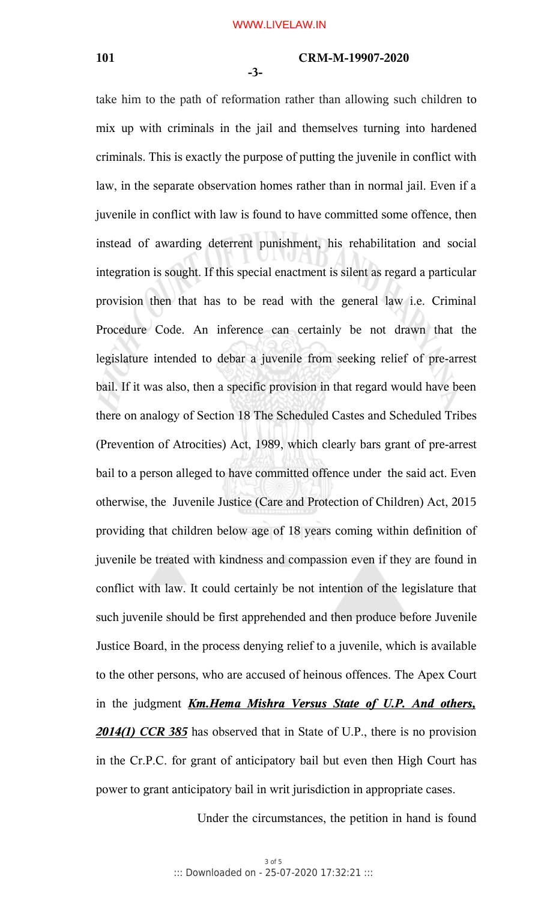take him to the path of reformation rather than allowing such children to mix up with criminals in the jail and themselves turning into hardened criminals. This is exactly the purpose of putting the juvenile in conflict with law, in the separate observation homes rather than in normal jail. Even if a juvenile in conflict with law is found to have committed some offence, then instead of awarding deterrent punishment, his rehabilitation and social integration is sought. If this special enactment is silent as regard a particular provision then that has to be read with the general law i.e. Criminal Procedure Code. An inference can certainly be not drawn that the legislature intended to debar a juvenile from seeking relief of pre-arrest bail. If it was also, then a specific provision in that regard would have been there on analogy of Section 18 The Scheduled Castes and Scheduled Tribes (Prevention of Atrocities) Act, 1989, which clearly bars grant of pre-arrest bail to a person alleged to have committed offence under the said act. Even otherwise, the Juvenile Justice (Care and Protection of Children) Act, 2015 providing that children below age of 18 years coming within definition of juvenile be treated with kindness and compassion even if they are found in conflict with law. It could certainly be not intention of the legislature that such juvenile should be first apprehended and then produce before Juvenile Justice Board, in the process denying relief to a juvenile, which is available to the other persons, who are accused of heinous offences. The Apex Court in the judgment ***Km.Hema Mishra Versus State of U.P. And others, 2014(1) CCR 385*** has observed that in State of U.P., there is no provision in the Cr.P.C. for grant of anticipatory bail but even then High Court has power to grant anticipatory bail in writ jurisdiction in appropriate cases.

Under the circumstances, the petition in hand is found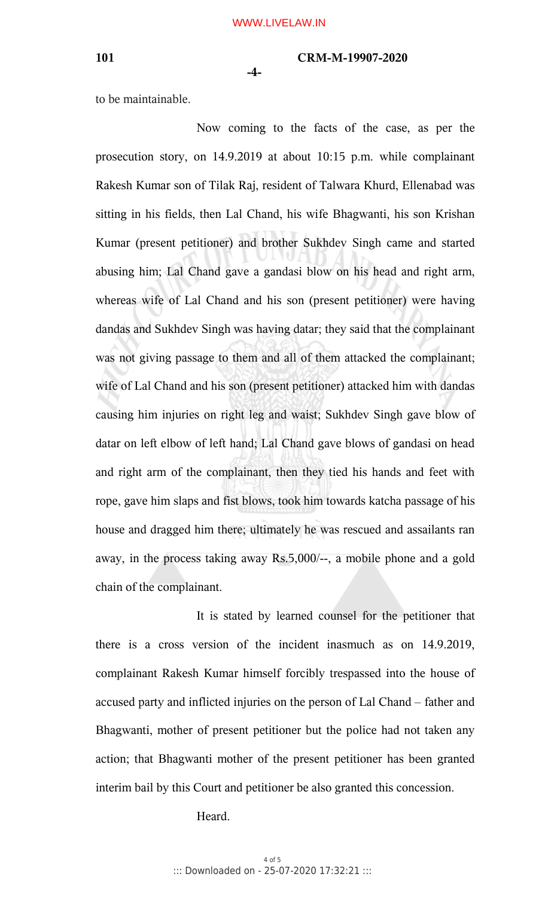to be maintainable.

Now coming to the facts of the case, as per the prosecution story, on 14.9.2019 at about 10:15 p.m. while complainant Rakesh Kumar son of Tilak Raj, resident of Talwara Khurd, Ellenabad was sitting in his fields, then Lal Chand, his wife Bhagwanti, his son Krishan Kumar (present petitioner) and brother Sukhdev Singh came and started abusing him; Lal Chand gave a gandasi blow on his head and right arm, whereas wife of Lal Chand and his son (present petitioner) were having dandas and Sukhdev Singh was having datar; they said that the complainant was not giving passage to them and all of them attacked the complainant; wife of Lal Chand and his son (present petitioner) attacked him with dandas causing him injuries on right leg and waist; Sukhdev Singh gave blow of datar on left elbow of left hand; Lal Chand gave blows of gandasi on head and right arm of the complainant, then they tied his hands and feet with rope, gave him slaps and fist blows, took him towards katcha passage of his house and dragged him there; ultimately he was rescued and assailants ran away, in the process taking away Rs.5,000/--, a mobile phone and a gold chain of the complainant.

It is stated by learned counsel for the petitioner that there is a cross version of the incident inasmuch as on 14.9.2019, complainant Rakesh Kumar himself forcibly trespassed into the house of accused party and inflicted injuries on the person of Lal Chand – father and Bhagwanti, mother of present petitioner but the police had not taken any action; that Bhagwanti mother of the present petitioner has been granted interim bail by this Court and petitioner be also granted this concession.

Heard.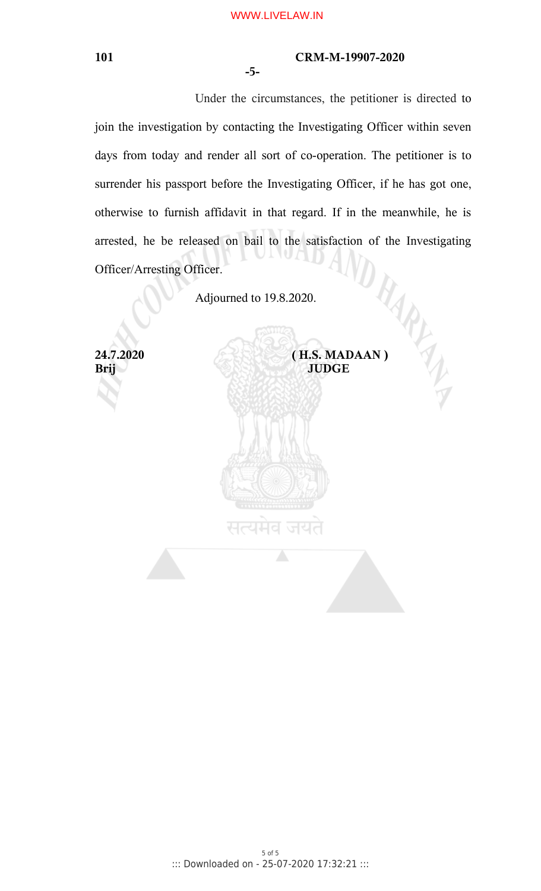Under the circumstances, the petitioner is directed to join the investigation by contacting the Investigating Officer within seven days from today and render all sort of co-operation. The petitioner is to surrender his passport before the Investigating Officer, if he has got one, otherwise to furnish affidavit in that regard. If in the meanwhile, he is arrested, he be released on bail to the satisfaction of the Investigating Officer/Arresting Officer.

Adjourned to 19.8.2020.

**24.7.2020** **( H.S. MADAAN )**
**Brij** **JUDGE**